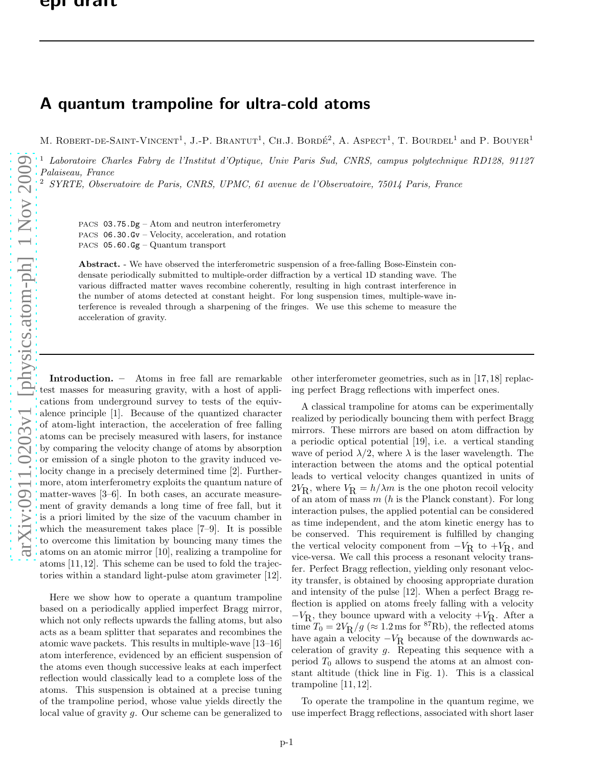# A quantum trampoline for ultra-cold atoms

M. Robert-de-Saint-Vincent[1], J.-P. Brantut[1], Ch.J. Bordé[2], A. Aspect[1], T. Bourdel[1] and P. Bouyer[1]

[1] *Laboratoire Charles Fabry de l'Institut d'Optique, Univ Paris Sud, CNRS, campus polytechnique RD128, 91127 Palaiseau, France*
[2] *SYRTE, Observatoire de Paris, CNRS, UPMC, 61 avenue de l'Observatoire, 75014 Paris, France*

PACS 03.75.Dg – Atom and neutron interferometry
PACS 06.30.Gv – Velocity, acceleration, and rotation
PACS 05.60.Gg – Quantum transport

**Abstract.** - We have observed the interferometric suspension of a free-falling Bose-Einstein condensate periodically submitted to multiple-order diffraction by a vertical 1D standing wave. The various diffracted matter waves recombine coherently, resulting in high contrast interference in the number of atoms detected at constant height. For long suspension times, multiple-wave interference is revealed through a sharpening of the fringes. We use this scheme to measure the acceleration of gravity.

**Introduction.** – Atoms in free fall are remarkable test masses for measuring gravity, with a host of applications from underground survey to tests of the equivalence principle [1]. Because of the quantized character of atom-light interaction, the acceleration of free falling atoms can be precisely measured with lasers, for instance by comparing the velocity change of atoms by absorption or emission of a single photon to the gravity induced velocity change in a precisely determined time [2]. Furthermore, atom interferometry exploits the quantum nature of matter-waves [3–6]. In both cases, an accurate measurement of gravity demands a long time of free fall, but it is a priori limited by the size of the vacuum chamber in which the measurement takes place [7–9]. It is possible to overcome this limitation by bouncing many times the atoms on an atomic mirror [10], realizing a trampoline for atoms [11,12]. This scheme can be used to fold the trajectories within a standard light-pulse atom gravimeter [12].

Here we show how to operate a quantum trampoline based on a periodically applied imperfect Bragg mirror, which not only reflects upwards the falling atoms, but also acts as a beam splitter that separates and recombines the atomic wave packets. This results in multiple-wave [13–16] atom interference, evidenced by an efficient suspension of the atoms even though successive leaks at each imperfect reflection would classically lead to a complete loss of the atoms. This suspension is obtained at a precise tuning of the trampoline period, whose value yields directly the local value of gravity $g$. Our scheme can be generalized to other interferometer geometries, such as in [17,18] replacing perfect Bragg reflections with imperfect ones.

A classical trampoline for atoms can be experimentally realized by periodically bouncing them with perfect Bragg mirrors. These mirrors are based on atom diffraction by a periodic optical potential [19], i.e. a vertical standing wave of period $\lambda/2$, where $\lambda$ is the laser wavelength. The interaction between the atoms and the optical potential leads to vertical velocity changes quantized in units of $2V_R$, where $V_R = h/\lambda m$ is the one photon recoil velocity of an atom of mass $m$ ($h$ is the Planck constant). For long interaction pulses, the applied potential can be considered as time independent, and the atom kinetic energy has to be conserved. This requirement is fulfilled by changing the vertical velocity component from $-V_R$ to $+V_R$, and vice-versa. We call this process a resonant velocity transfer. Perfect Bragg reflection, yielding only resonant velocity transfer, is obtained by choosing appropriate duration and intensity of the pulse [12]. When a perfect Bragg reflection is applied on atoms freely falling with a velocity $-V_R$, they bounce upward with a velocity $+V_R$. After a time $T_0 = 2V_R/g$ ($\approx 1.2$ ms for $^{87}$Rb), the reflected atoms have again a velocity $-V_R$ because of the downwards acceleration of gravity $g$. Repeating this sequence with a period $T_0$ allows to suspend the atoms at an almost constant altitude (thick line in Fig. 1). This is a classical trampoline [11,12].

To operate the trampoline in the quantum regime, we use imperfect Bragg reflections, associated with short laser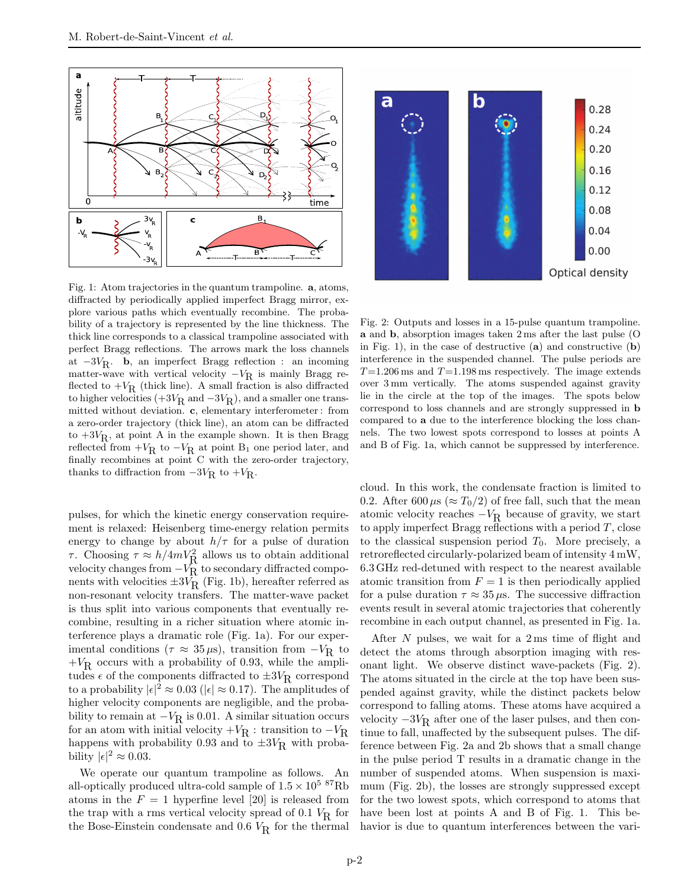Fig. 1: Atom trajectories in the quantum trampoline. **a**, atoms, diffracted by periodically applied imperfect Bragg mirror, explore various paths which eventually recombine. The probability of a trajectory is represented by the line thickness. The thick line corresponds to a classical trampoline associated with perfect Bragg reflections. The arrows mark the loss channels at $-3V_R$. **b**, an imperfect Bragg reflection : an incoming matter-wave with vertical velocity $-V_R$ is mainly Bragg reflected to $+V_R$ (thick line). A small fraction is also diffracted to higher velocities ($+3V_R$ and $-3V_R$), and a smaller one transmitted without deviation. **c**, elementary interferometer : from a zero-order trajectory (thick line), an atom can be diffracted to $+3V_R$, at point A in the example shown. It is then Bragg reflected from $+V_R$ to $-V_R$ at point $B_1$ one period later, and finally recombines at point C with the zero-order trajectory, thanks to diffraction from $-3V_R$ to $+V_R$.

Fig. 2: Outputs and losses in a 15-pulse quantum trampoline. **a** and **b**, absorption images taken 2 ms after the last pulse (O in Fig. 1), in the case of destructive (**a**) and constructive (**b**) interference in the suspended channel. The pulse periods are $T$=1.206 ms and $T$=1.198 ms respectively. The image extends over 3 mm vertically. The atoms suspended against gravity lie in the circle at the top of the images. The spots below correspond to loss channels and are strongly suppressed in **b** compared to **a** due to the interference blocking the loss channels. The two lowest spots correspond to losses at points A and B of Fig. 1a, which cannot be suppressed by interference.

pulses, for which the kinetic energy conservation requirement is relaxed: Heisenberg time-energy relation permits energy to change by about $h/\tau$ for a pulse of duration $\tau$. Choosing $\tau \approx h/4mV_R^2$ allows us to obtain additional velocity changes from $-V_R$ to secondary diffracted components with velocities $\pm 3V_R$ (Fig. 1b), hereafter referred as non-resonant velocity transfers. The matter-wave packet is thus split into various components that eventually recombine, resulting in a richer situation where atomic interference plays a dramatic role (Fig. 1a). For our experimental conditions ($\tau \approx 35\,\mu$s), transition from $-V_R$ to $+V_R$ occurs with a probability of 0.93, while the amplitudes $\epsilon$ of the components diffracted to $\pm 3V_R$ correspond to a probability $|\epsilon|^2 \approx 0.03$ ($|\epsilon| \approx 0.17$). The amplitudes of higher velocity components are negligible, and the probability to remain at $-V_R$ is 0.01. A similar situation occurs for an atom with initial velocity $+V_R$ : transition to $-V_R$ happens with probability 0.93 and to $\pm 3V_R$ with probability $|\epsilon|^2 \approx 0.03$.

We operate our quantum trampoline as follows. An all-optically produced ultra-cold sample of $1.5 \times 10^5$ $^{87}$Rb atoms in the $F = 1$ hyperfine level [20] is released from the trap with a rms vertical velocity spread of 0.1 $V_R$ for the Bose-Einstein condensate and 0.6 $V_R$ for the thermal cloud. In this work, the condensate fraction is limited to 0.2. After 600 $\mu$s ($\approx T_0/2$) of free fall, such that the mean atomic velocity reaches $-V_R$ because of gravity, we start to apply imperfect Bragg reflections with a period $T$, close to the classical suspension period $T_0$. More precisely, a retroreflected circularly-polarized beam of intensity 4 mW, 6.3 GHz red-detuned with respect to the nearest available atomic transition from $F = 1$ is then periodically applied for a pulse duration $\tau \approx 35\,\mu$s. The successive diffraction events result in several atomic trajectories that coherently recombine in each output channel, as presented in Fig. 1a.

After $N$ pulses, we wait for a 2 ms time of flight and detect the atoms through absorption imaging with resonant light. We observe distinct wave-packets (Fig. 2). The atoms situated in the circle at the top have been suspended against gravity, while the distinct packets below correspond to falling atoms. These atoms have acquired a velocity $-3V_R$ after one of the laser pulses, and then continue to fall, unaffected by the subsequent pulses. The difference between Fig. 2a and 2b shows that a small change in the pulse period T results in a dramatic change in the number of suspended atoms. When suspension is maximum (Fig. 2b), the losses are strongly suppressed except for the two lowest spots, which correspond to atoms that have been lost at points A and B of Fig. 1. This behavior is due to quantum interferences between the vari-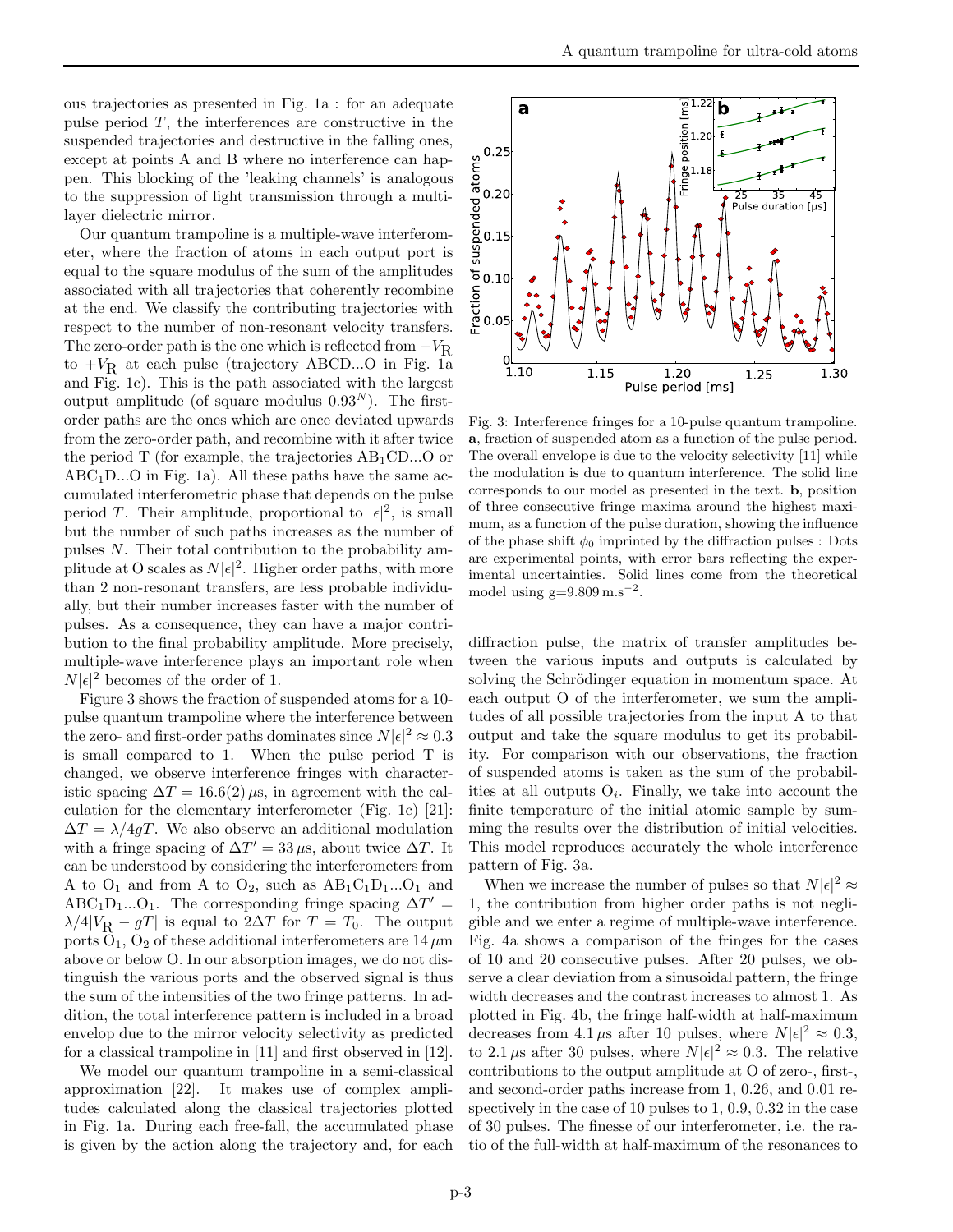ous trajectories as presented in Fig. 1a : for an adequate pulse period $T$, the interferences are constructive in the suspended trajectories and destructive in the falling ones, except at points A and B where no interference can happen. This blocking of the 'leaking channels' is analogous to the suppression of light transmission through a multilayer dielectric mirror.

Our quantum trampoline is a multiple-wave interferometer, where the fraction of atoms in each output port is equal to the square modulus of the sum of the amplitudes associated with all trajectories that coherently recombine at the end. We classify the contributing trajectories with respect to the number of non-resonant velocity transfers. The zero-order path is the one which is reflected from $-V_{\rm R}$ to $+V_{\rm R}$ at each pulse (trajectory ABCD...O in Fig. 1a and Fig. 1c). This is the path associated with the largest output amplitude (of square modulus $0.93^N$). The first-order paths are the ones which are once deviated upwards from the zero-order path, and recombine with it after twice the period T (for example, the trajectories $\text{AB}_1\text{CD}$...O or $\text{ABC}_1\text{D}$...O in Fig. 1a). All these paths have the same accumulated interferometric phase that depends on the pulse period $T$. Their amplitude, proportional to $|\epsilon|^2$, is small but the number of such paths increases as the number of pulses $N$. Their total contribution to the probability amplitude at O scales as $N|\epsilon|^2$. Higher order paths, with more than 2 non-resonant transfers, are less probable individually, but their number increases faster with the number of pulses. As a consequence, they can have a major contribution to the final probability amplitude. More precisely, multiple-wave interference plays an important role when $N|\epsilon|^2$ becomes of the order of 1.

Figure 3 shows the fraction of suspended atoms for a 10-pulse quantum trampoline where the interference between the zero- and first-order paths dominates since $N|\epsilon|^2 \approx 0.3$ is small compared to 1. When the pulse period T is changed, we observe interference fringes with characteristic spacing $\Delta T = 16.6(2)\,\mu$s, in agreement with the calculation for the elementary interferometer (Fig. 1c) [21]: $\Delta T = \lambda/4gT$. We also observe an additional modulation with a fringe spacing of $\Delta T' = 33\,\mu$s, about twice $\Delta T$. It can be understood by considering the interferometers from A to $\text{O}_1$ and from A to $\text{O}_2$, such as $\text{AB}_1\text{C}_1\text{D}_1$...$\text{O}_1$ and $\text{ABC}_1\text{D}_1$...$\text{O}_1$. The corresponding fringe spacing $\Delta T' = \lambda/4|V_{\rm R} - gT|$ is equal to $2\Delta T$ for $T = T_0$. The output ports $\text{O}_1$, $\text{O}_2$ of these additional interferometers are $14\,\mu$m above or below O. In our absorption images, we do not distinguish the various ports and the observed signal is thus the sum of the intensities of the two fringe patterns. In addition, the total interference pattern is included in a broad envelop due to the mirror velocity selectivity as predicted for a classical trampoline in [11] and first observed in [12].

We model our quantum trampoline in a semi-classical approximation [22]. It makes use of complex amplitudes calculated along the classical trajectories plotted in Fig. 1a. During each free-fall, the accumulated phase is given by the action along the trajectory and, for each diffraction pulse, the matrix of transfer amplitudes between the various inputs and outputs is calculated by solving the Schrödinger equation in momentum space. At each output O of the interferometer, we sum the amplitudes of all possible trajectories from the input A to that output and take the square modulus to get its probability. For comparison with our observations, the fraction of suspended atoms is taken as the sum of the probabilities at all outputs $\text{O}_i$. Finally, we take into account the finite temperature of the initial atomic sample by summing the results over the distribution of initial velocities. This model reproduces accurately the whole interference pattern of Fig. 3a.

Fig. 3: Interference fringes for a 10-pulse quantum trampoline. **a**, fraction of suspended atom as a function of the pulse period. The overall envelope is due to the velocity selectivity [11] while the modulation is due to quantum interference. The solid line corresponds to our model as presented in the text. **b**, position of three consecutive fringe maxima around the highest maximum, as a function of the pulse duration, showing the influence of the phase shift $\phi_0$ imprinted by the diffraction pulses : Dots are experimental points, with error bars reflecting the experimental uncertainties. Solid lines come from the theoretical model using g=9.809 m.s$^{-2}$.

When we increase the number of pulses so that $N|\epsilon|^2 \approx 1$, the contribution from higher order paths is not negligible and we enter a regime of multiple-wave interference. Fig. 4a shows a comparison of the fringes for the cases of 10 and 20 consecutive pulses. After 20 pulses, we observe a clear deviation from a sinusoidal pattern, the fringe width decreases and the contrast increases to almost 1. As plotted in Fig. 4b, the fringe half-width at half-maximum decreases from $4.1\,\mu$s after 10 pulses, where $N|\epsilon|^2 \approx 0.3$, to $2.1\,\mu$s after 30 pulses, where $N|\epsilon|^2 \approx 0.3$. The relative contributions to the output amplitude at O of zero-, first-, and second-order paths increase from 1, 0.26, and 0.01 respectively in the case of 10 pulses to 1, 0.9, 0.32 in the case of 30 pulses. The finesse of our interferometer, i.e. the ratio of the full-width at half-maximum of the resonances to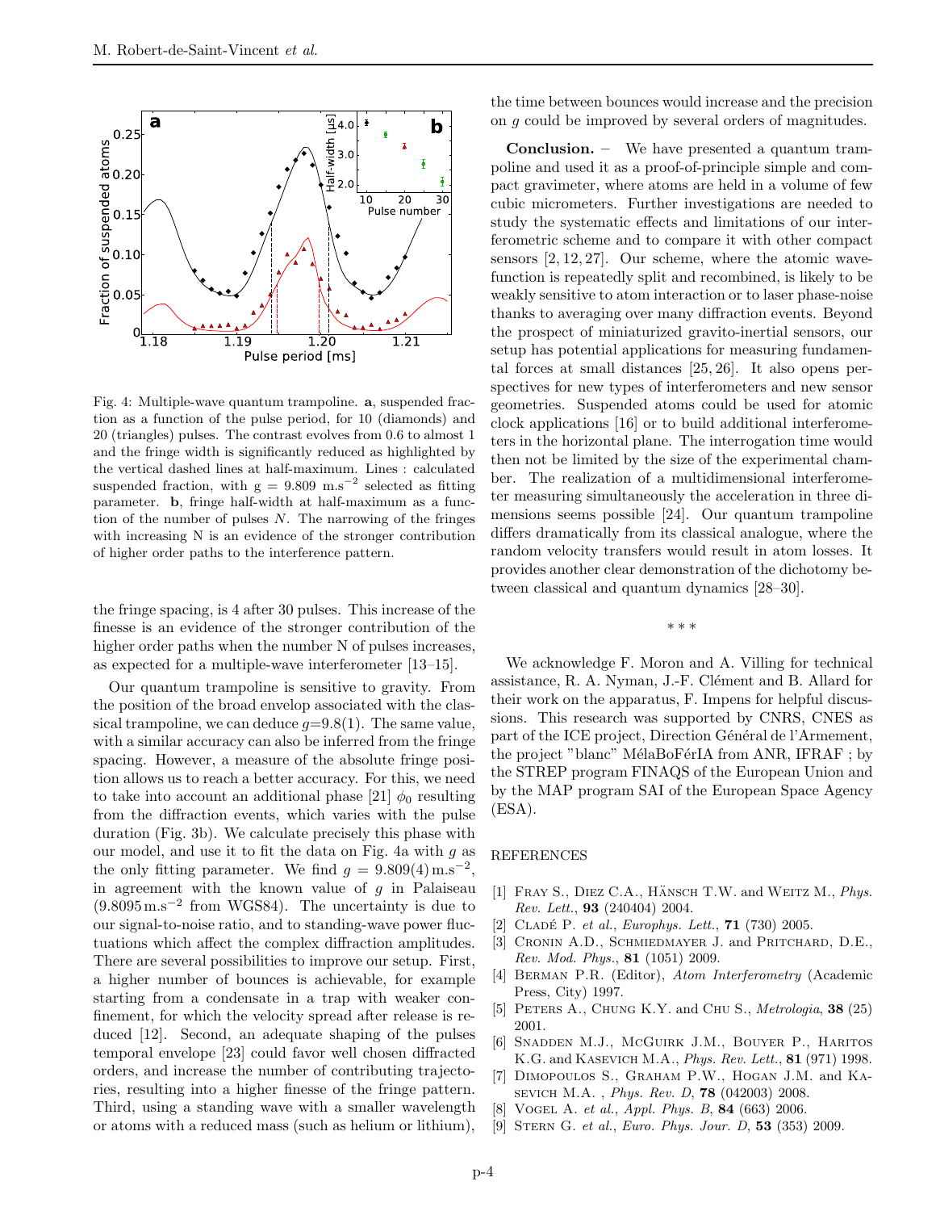Fig. 4: Multiple-wave quantum trampoline. **a**, suspended fraction as a function of the pulse period, for 10 (diamonds) and 20 (triangles) pulses. The contrast evolves from 0.6 to almost 1 and the fringe width is significantly reduced as highlighted by the vertical dashed lines at half-maximum. Lines : calculated suspended fraction, with g = 9.809 m.s$^{-2}$ selected as fitting parameter. **b**, fringe half-width at half-maximum as a function of the number of pulses $N$. The narrowing of the fringes with increasing N is an evidence of the stronger contribution of higher order paths to the interference pattern.

the fringe spacing, is 4 after 30 pulses. This increase of the finesse is an evidence of the stronger contribution of the higher order paths when the number N of pulses increases, as expected for a multiple-wave interferometer [13–15].

Our quantum trampoline is sensitive to gravity. From the position of the broad envelop associated with the classical trampoline, we can deduce $g$=9.8(1). The same value, with a similar accuracy can also be inferred from the fringe spacing. However, a measure of the absolute fringe position allows us to reach a better accuracy. For this, we need to take into account an additional phase [21] $\phi_0$ resulting from the diffraction events, which varies with the pulse duration (Fig. 3b). We calculate precisely this phase with our model, and use it to fit the data on Fig. 4a with $g$ as the only fitting parameter. We find $g = 9.809(4)\,\mathrm{m.s}^{-2}$, in agreement with the known value of $g$ in Palaiseau ($9.8095\,\mathrm{m.s}^{-2}$ from WGS84). The uncertainty is due to our signal-to-noise ratio, and to standing-wave power fluctuations which affect the complex diffraction amplitudes. There are several possibilities to improve our setup. First, a higher number of bounces is achievable, for example starting from a condensate in a trap with weaker confinement, for which the velocity spread after release is reduced [12]. Second, an adequate shaping of the pulses temporal envelope [23] could favor well chosen diffracted orders, and increase the number of contributing trajectories, resulting into a higher finesse of the fringe pattern. Third, using a standing wave with a smaller wavelength or atoms with a reduced mass (such as helium or lithium), the time between bounces would increase and the precision on $g$ could be improved by several orders of magnitudes.

**Conclusion.** – We have presented a quantum trampoline and used it as a proof-of-principle simple and compact gravimeter, where atoms are held in a volume of few cubic micrometers. Further investigations are needed to study the systematic effects and limitations of our interferometric scheme and to compare it with other compact sensors [2, 12, 27]. Our scheme, where the atomic wavefunction is repeatedly split and recombined, is likely to be weakly sensitive to atom interaction or to laser phase-noise thanks to averaging over many diffraction events. Beyond the prospect of miniaturized gravito-inertial sensors, our setup has potential applications for measuring fundamental forces at small distances [25, 26]. It also opens perspectives for new types of interferometers and new sensor geometries. Suspended atoms could be used for atomic clock applications [16] or to build additional interferometers in the horizontal plane. The interrogation time would then not be limited by the size of the experimental chamber. The realization of a multidimensional interferometer measuring simultaneously the acceleration in three dimensions seems possible [24]. Our quantum trampoline differs dramatically from its classical analogue, where the random velocity transfers would result in atom losses. It provides another clear demonstration of the dichotomy between classical and quantum dynamics [28–30].

\* \* \*

We acknowledge F. Moron and A. Villing for technical assistance, R. A. Nyman, J.-F. Clément and B. Allard for their work on the apparatus, F. Impens for helpful discussions. This research was supported by CNRS, CNES as part of the ICE project, Direction Général de l'Armement, the project "blanc" MélaBoFérIA from ANR, IFRAF ; by the STREP program FINAQS of the European Union and by the MAP program SAI of the European Space Agency (ESA).

REFERENCES

[1] Fray S., Diez C.A., Hänsch T.W. and Weitz M., *Phys. Rev. Lett.*, **93** (240404) 2004.
[2] Cladé P. *et al.*, *Europhys. Lett.*, **71** (730) 2005.
[3] Cronin A.D., Schmiedmayer J. and Pritchard, D.E., *Rev. Mod. Phys.*, **81** (1051) 2009.
[4] Berman P.R. (Editor), *Atom Interferometry* (Academic Press, City) 1997.
[5] Peters A., Chung K.Y. and Chu S., *Metrologia*, **38** (25) 2001.
[6] Snadden M.J., McGuirk J.M., Bouyer P., Haritos K.G. and Kasevich M.A., *Phys. Rev. Lett.*, **81** (971) 1998.
[7] Dimopoulos S., Graham P.W., Hogan J.M. and Kasevich M.A. , *Phys. Rev. D*, **78** (042003) 2008.
[8] Vogel A. *et al.*, *Appl. Phys. B*, **84** (663) 2006.
[9] Stern G. *et al.*, *Euro. Phys. Jour. D*, **53** (353) 2009.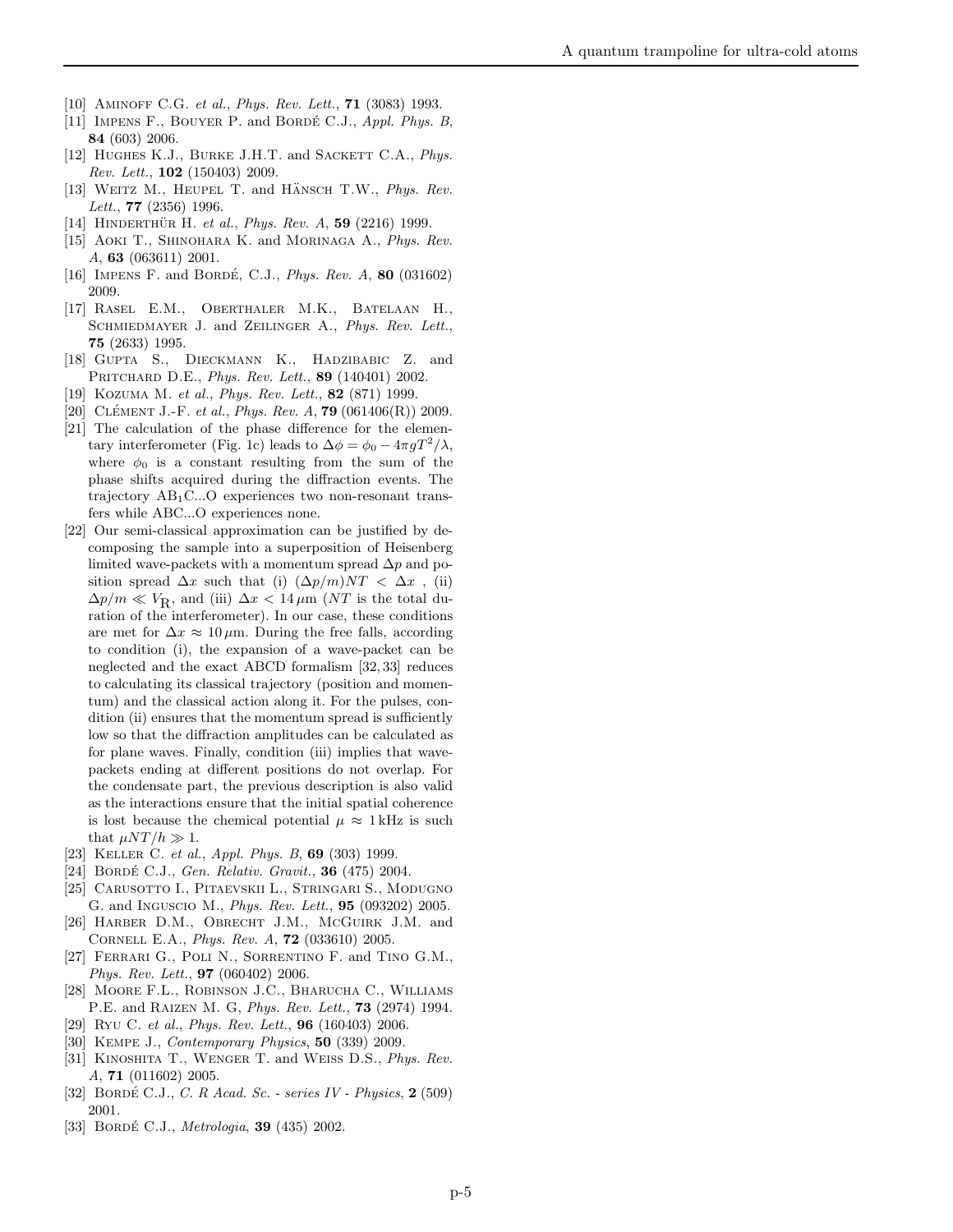[10] Aminoff C.G. *et al.*, *Phys. Rev. Lett.*, **71** (3083) 1993.

[11] Impens F., Bouyer P. and Bordé C.J., *Appl. Phys. B*, **84** (603) 2006.

[12] Hughes K.J., Burke J.H.T. and Sackett C.A., *Phys. Rev. Lett.*, **102** (150403) 2009.

[13] Weitz M., Heupel T. and Hänsch T.W., *Phys. Rev. Lett.*, **77** (2356) 1996.

[14] Hinderthür H. *et al.*, *Phys. Rev. A*, **59** (2216) 1999.

[15] Aoki T., Shinohara K. and Morinaga A., *Phys. Rev. A*, **63** (063611) 2001.

[16] Impens F. and Bordé, C.J., *Phys. Rev. A*, **80** (031602) 2009.

[17] Rasel E.M., Oberthaler M.K., Batelaan H., Schmiedmayer J. and Zeilinger A., *Phys. Rev. Lett.*, **75** (2633) 1995.

[18] Gupta S., Dieckmann K., Hadzibabic Z. and Pritchard D.E., *Phys. Rev. Lett.*, **89** (140401) 2002.

[19] Kozuma M. *et al.*, *Phys. Rev. Lett.*, **82** (871) 1999.

[20] Clément J.-F. *et al.*, *Phys. Rev. A*, **79** (061406(R)) 2009.

[21] The calculation of the phase difference for the elementary interferometer (Fig. 1c) leads to $\Delta\phi = \phi_0 - 4\pi g T^2/\lambda$, where $\phi_0$ is a constant resulting from the sum of the phase shifts acquired during the diffraction events. The trajectory $AB_1C...O$ experiences two non-resonant transfers while ABC...O experiences none.

[22] Our semi-classical approximation can be justified by decomposing the sample into a superposition of Heisenberg limited wave-packets with a momentum spread $\Delta p$ and position spread $\Delta x$ such that (i) $(\Delta p/m)NT < \Delta x$ , (ii) $\Delta p/m \ll V_{\mathrm{R}}$, and (iii) $\Delta x < 14\,\mu$m ($NT$ is the total duration of the interferometer). In our case, these conditions are met for $\Delta x \approx 10\,\mu$m. During the free falls, according to condition (i), the expansion of a wave-packet can be neglected and the exact ABCD formalism [32, 33] reduces to calculating its classical trajectory (position and momentum) and the classical action along it. For the pulses, condition (ii) ensures that the momentum spread is sufficiently low so that the diffraction amplitudes can be calculated as for plane waves. Finally, condition (iii) implies that wave-packets ending at different positions do not overlap. For the condensate part, the previous description is also valid as the interactions ensure that the initial spatial coherence is lost because the chemical potential $\mu \approx 1\,$kHz is such that $\mu NT/h \gg 1$.

[23] Keller C. *et al.*, *Appl. Phys. B*, **69** (303) 1999.

[24] Bordé C.J., *Gen. Relativ. Gravit.*, **36** (475) 2004.

[25] Carusotto I., Pitaevskii L., Stringari S., Modugno G. and Inguscio M., *Phys. Rev. Lett.*, **95** (093202) 2005.

[26] Harber D.M., Obrecht J.M., McGuirk J.M. and Cornell E.A., *Phys. Rev. A*, **72** (033610) 2005.

[27] Ferrari G., Poli N., Sorrentino F. and Tino G.M., *Phys. Rev. Lett.*, **97** (060402) 2006.

[28] Moore F.L., Robinson J.C., Bharucha C., Williams P.E. and Raizen M. G, *Phys. Rev. Lett.*, **73** (2974) 1994.

[29] Ryu C. *et al.*, *Phys. Rev. Lett.*, **96** (160403) 2006.

[30] Kempe J., *Contemporary Physics*, **50** (339) 2009.

[31] Kinoshita T., Wenger T. and Weiss D.S., *Phys. Rev. A*, **71** (011602) 2005.

[32] Bordé C.J., *C. R Acad. Sc. - series IV - Physics*, **2** (509) 2001.

[33] Bordé C.J., *Metrologia*, **39** (435) 2002.